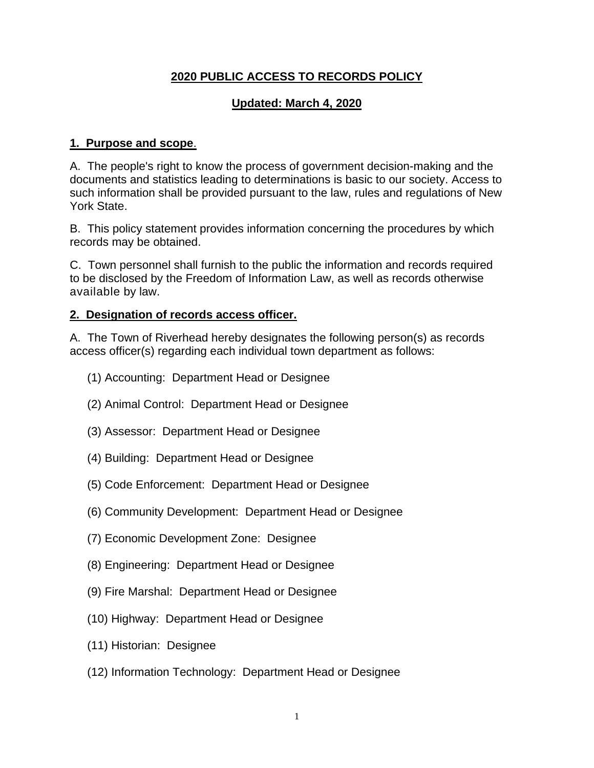# **2020 PUBLIC ACCESS TO RECORDS POLICY**

## **Updated: March 4, 2020**

### **1. Purpose and scope**.

A. The people's right to know the process of government decision-making and the documents and statistics leading to determinations is basic to our society. Access to such information shall be provided pursuant to the law, rules and regulations of New York State.

B. This policy statement provides information concerning the procedures by which records may be obtained.

C. Town personnel shall furnish to the public the information and records required to be disclosed by the Freedom of Information Law, as well as records otherwise available by law.

### **2. Designation of records access officer.**

A. The Town of Riverhead hereby designates the following person(s) as records access officer(s) regarding each individual town department as follows:

(1) Accounting: Department Head or Designee

(2) Animal Control: Department Head or Designee

(3) Assessor: Department Head or Designee

(4) Building: Department Head or Designee

(5) Code Enforcement: Department Head or Designee

(6) Community Development: Department Head or Designee

(7) Economic Development Zone: Designee

(8) Engineering: Department Head or Designee

(9) Fire Marshal: Department Head or Designee

(10) Highway: Department Head or Designee

(11) Historian: Designee

(12) Information Technology: Department Head or Designee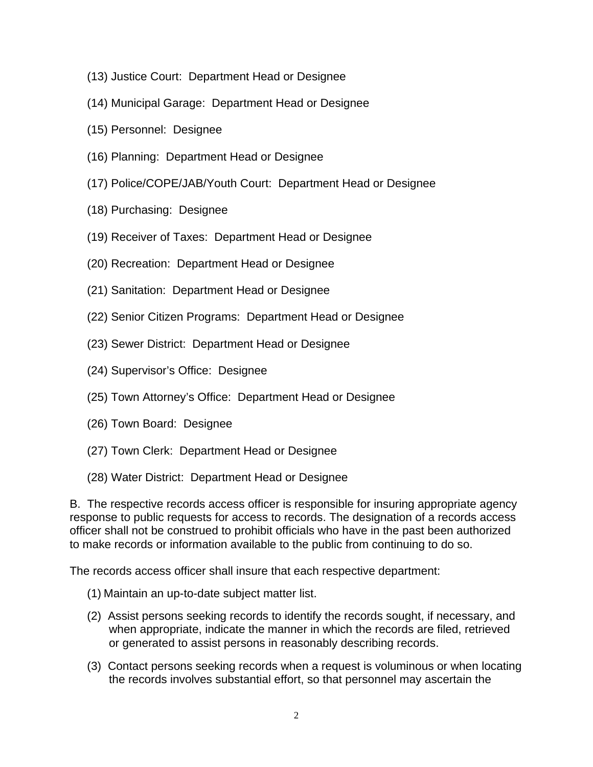(13) Justice Court: Department Head or Designee

(14) Municipal Garage: Department Head or Designee

(15) Personnel: Designee

(16) Planning: Department Head or Designee

(17) Police/COPE/JAB/Youth Court: Department Head or Designee

(18) Purchasing: Designee

(19) Receiver of Taxes: Department Head or Designee

(20) Recreation: Department Head or Designee

(21) Sanitation: Department Head or Designee

(22) Senior Citizen Programs: Department Head or Designee

(23) Sewer District: Department Head or Designee

(24) Supervisor's Office: Designee

(25) Town Attorney's Office: Department Head or Designee

(26) Town Board: Designee

(27) Town Clerk: Department Head or Designee

(28) Water District: Department Head or Designee

B. The respective records access officer is responsible for insuring appropriate agency response to public requests for access to records. The designation of a records access officer shall not be construed to prohibit officials who have in the past been authorized to make records or information available to the public from continuing to do so.

The records access officer shall insure that each respective department:

(1) Maintain an up-to-date subject matter list.

(2) Assist persons seeking records to identify the records sought, if necessary, and when appropriate, indicate the manner in which the records are filed, retrieved or generated to assist persons in reasonably describing records.

(3) Contact persons seeking records when a request is voluminous or when locating the records involves substantial effort, so that personnel may ascertain the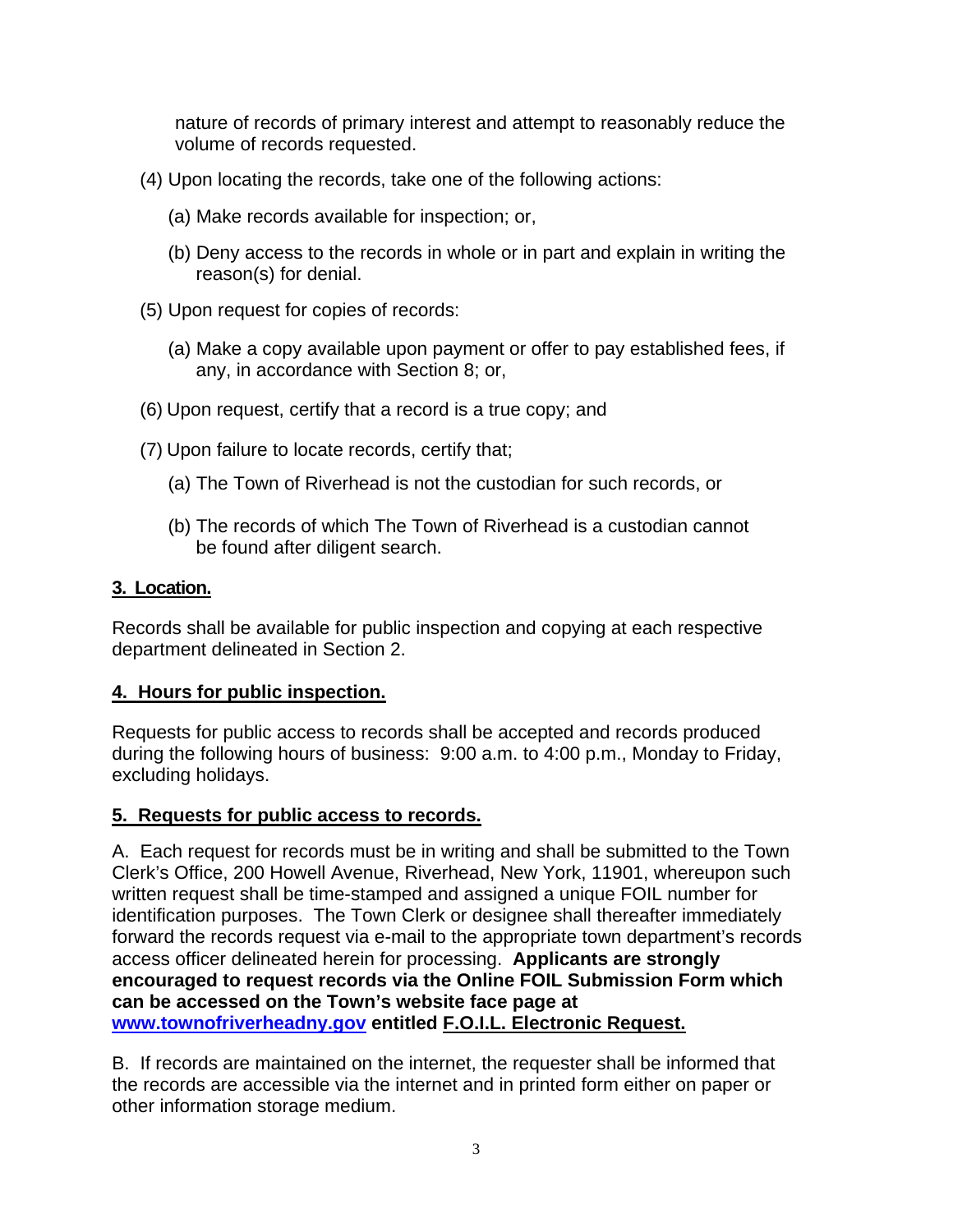nature of records of primary interest and attempt to reasonably reduce the volume of records requested.

(4) Upon locating the records, take one of the following actions:

(a) Make records available for inspection; or,

(b) Deny access to the records in whole or in part and explain in writing the reason(s) for denial.

(5) Upon request for copies of records:

(a) Make a copy available upon payment or offer to pay established fees, if any, in accordance with Section 8; or,

(6) Upon request, certify that a record is a true copy; and

(7) Upon failure to locate records, certify that;

(a) The Town of Riverhead is not the custodian for such records, or

(b) The records of which The Town of Riverhead is a custodian cannot be found after diligent search.

## 3. Location.

Records shall be available for public inspection and copying at each respective department delineated in Section 2.

## 4. Hours for public inspection.

Requests for public access to records shall be accepted and records produced during the following hours of business: 9:00 a.m. to 4:00 p.m., Monday to Friday, excluding holidays.

## 5. Requests for public access to records.

A. Each request for records must be in writing and shall be submitted to the Town Clerk's Office, 200 Howell Avenue, Riverhead, New York, 11901, whereupon such written request shall be time-stamped and assigned a unique FOIL number for identification purposes. The Town Clerk or designee shall thereafter immediately forward the records request via e-mail to the appropriate town department's records access officer delineated herein for processing. **Applicants are strongly encouraged to request records via the Online FOIL Submission Form which can be accessed on the Town's website face page at www.townofriverheadny.gov entitled F.O.I.L. Electronic Request.**

B. If records are maintained on the internet, the requester shall be informed that the records are accessible via the internet and in printed form either on paper or other information storage medium.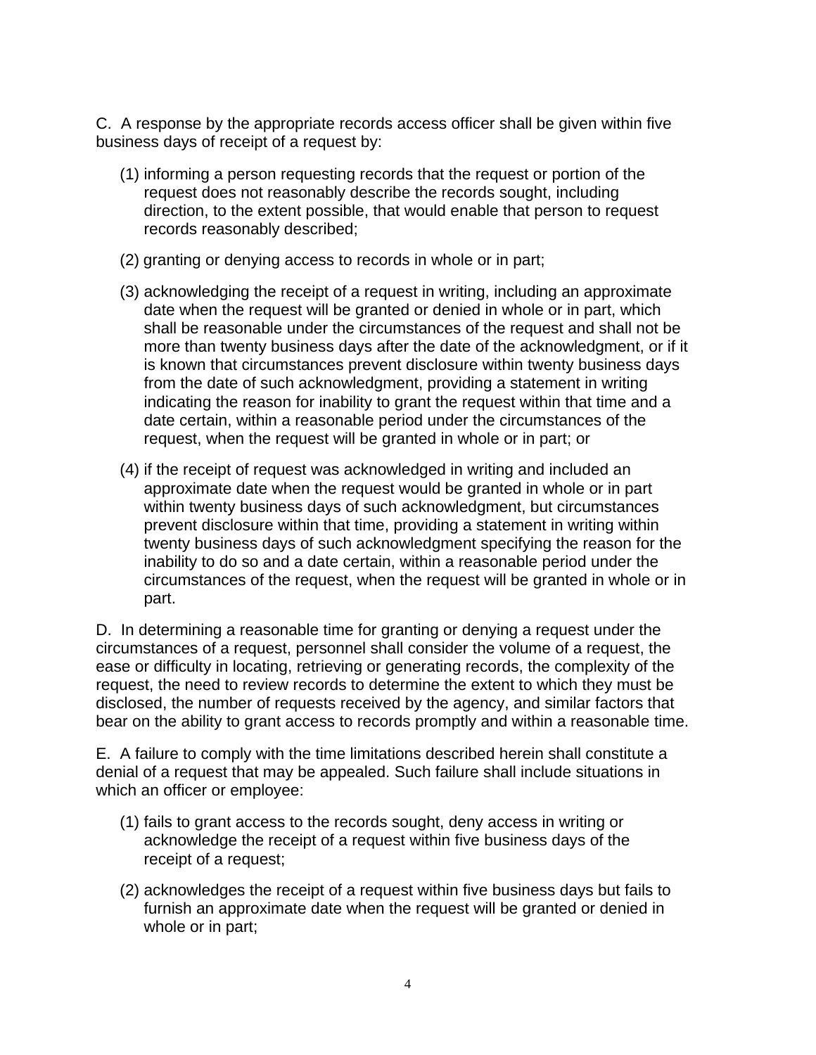C. A response by the appropriate records access officer shall be given within five business days of receipt of a request by:

(1) informing a person requesting records that the request or portion of the request does not reasonably describe the records sought, including direction, to the extent possible, that would enable that person to request records reasonably described;

(2) granting or denying access to records in whole or in part;

(3) acknowledging the receipt of a request in writing, including an approximate date when the request will be granted or denied in whole or in part, which shall be reasonable under the circumstances of the request and shall not be more than twenty business days after the date of the acknowledgment, or if it is known that circumstances prevent disclosure within twenty business days from the date of such acknowledgment, providing a statement in writing indicating the reason for inability to grant the request within that time and a date certain, within a reasonable period under the circumstances of the request, when the request will be granted in whole or in part; or

(4) if the receipt of request was acknowledged in writing and included an approximate date when the request would be granted in whole or in part within twenty business days of such acknowledgment, but circumstances prevent disclosure within that time, providing a statement in writing within twenty business days of such acknowledgment specifying the reason for the inability to do so and a date certain, within a reasonable period under the circumstances of the request, when the request will be granted in whole or in part.

D. In determining a reasonable time for granting or denying a request under the circumstances of a request, personnel shall consider the volume of a request, the ease or difficulty in locating, retrieving or generating records, the complexity of the request, the need to review records to determine the extent to which they must be disclosed, the number of requests received by the agency, and similar factors that bear on the ability to grant access to records promptly and within a reasonable time.

E. A failure to comply with the time limitations described herein shall constitute a denial of a request that may be appealed. Such failure shall include situations in which an officer or employee:

(1) fails to grant access to the records sought, deny access in writing or acknowledge the receipt of a request within five business days of the receipt of a request;

(2) acknowledges the receipt of a request within five business days but fails to furnish an approximate date when the request will be granted or denied in whole or in part;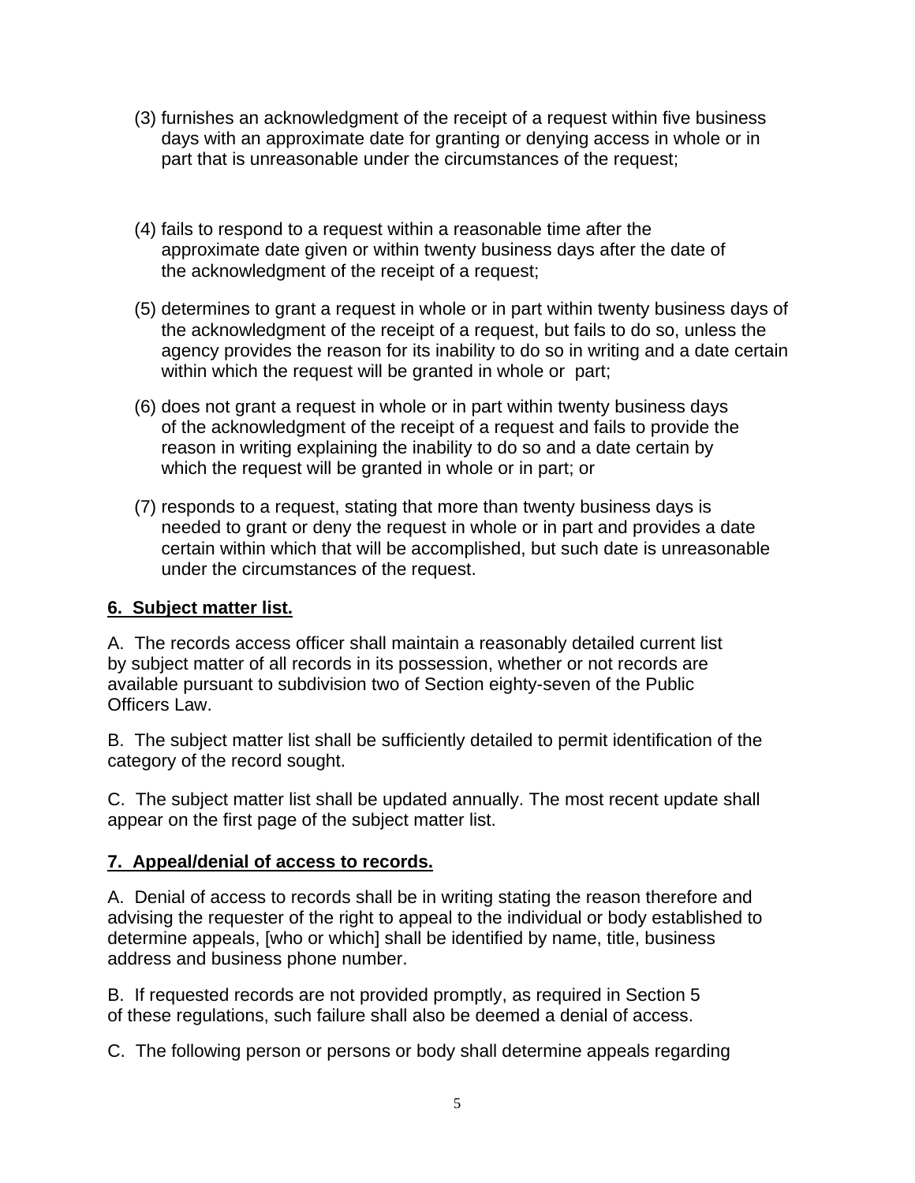(3) furnishes an acknowledgment of the receipt of a request within five business days with an approximate date for granting or denying access in whole or in part that is unreasonable under the circumstances of the request;

(4) fails to respond to a request within a reasonable time after the approximate date given or within twenty business days after the date of the acknowledgment of the receipt of a request;

(5) determines to grant a request in whole or in part within twenty business days of the acknowledgment of the receipt of a request, but fails to do so, unless the agency provides the reason for its inability to do so in writing and a date certain within which the request will be granted in whole or part;

(6) does not grant a request in whole or in part within twenty business days of the acknowledgment of the receipt of a request and fails to provide the reason in writing explaining the inability to do so and a date certain by which the request will be granted in whole or in part; or

(7) responds to a request, stating that more than twenty business days is needed to grant or deny the request in whole or in part and provides a date certain within which that will be accomplished, but such date is unreasonable under the circumstances of the request.

**6. Subject matter list.**

A. The records access officer shall maintain a reasonably detailed current list by subject matter of all records in its possession, whether or not records are available pursuant to subdivision two of Section eighty-seven of the Public Officers Law.

B. The subject matter list shall be sufficiently detailed to permit identification of the category of the record sought.

C. The subject matter list shall be updated annually. The most recent update shall appear on the first page of the subject matter list.

**7. Appeal/denial of access to records.**

A. Denial of access to records shall be in writing stating the reason therefore and advising the requester of the right to appeal to the individual or body established to determine appeals, [who or which] shall be identified by name, title, business address and business phone number.

B. If requested records are not provided promptly, as required in Section 5 of these regulations, such failure shall also be deemed a denial of access.

C. The following person or persons or body shall determine appeals regarding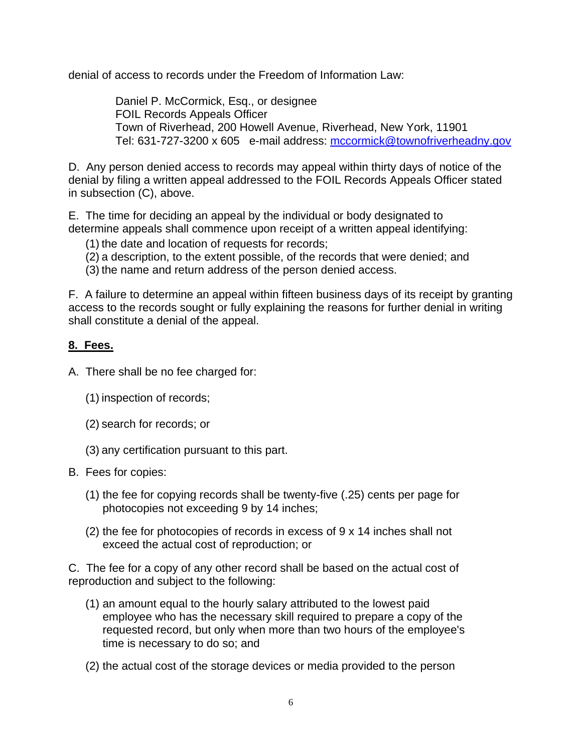denial of access to records under the Freedom of Information Law:

> Daniel P. McCormick, Esq., or designee
> FOIL Records Appeals Officer
> Town of Riverhead, 200 Howell Avenue, Riverhead, New York, 11901
> Tel: 631-727-3200 x 605 e-mail address: mccormick@townofriverheadny.gov

D. Any person denied access to records may appeal within thirty days of notice of the denial by filing a written appeal addressed to the FOIL Records Appeals Officer stated in subsection (C), above.

E. The time for deciding an appeal by the individual or body designated to determine appeals shall commence upon receipt of a written appeal identifying:

(1) the date and location of requests for records;
(2) a description, to the extent possible, of the records that were denied; and
(3) the name and return address of the person denied access.

F. A failure to determine an appeal within fifteen business days of its receipt by granting access to the records sought or fully explaining the reasons for further denial in writing shall constitute a denial of the appeal.

## 8. Fees.

A. There shall be no fee charged for:

(1) inspection of records;

(2) search for records; or

(3) any certification pursuant to this part.

B. Fees for copies:

(1) the fee for copying records shall be twenty-five (.25) cents per page for photocopies not exceeding 9 by 14 inches;

(2) the fee for photocopies of records in excess of 9 x 14 inches shall not exceed the actual cost of reproduction; or

C. The fee for a copy of any other record shall be based on the actual cost of reproduction and subject to the following:

(1) an amount equal to the hourly salary attributed to the lowest paid employee who has the necessary skill required to prepare a copy of the requested record, but only when more than two hours of the employee's time is necessary to do so; and

(2) the actual cost of the storage devices or media provided to the person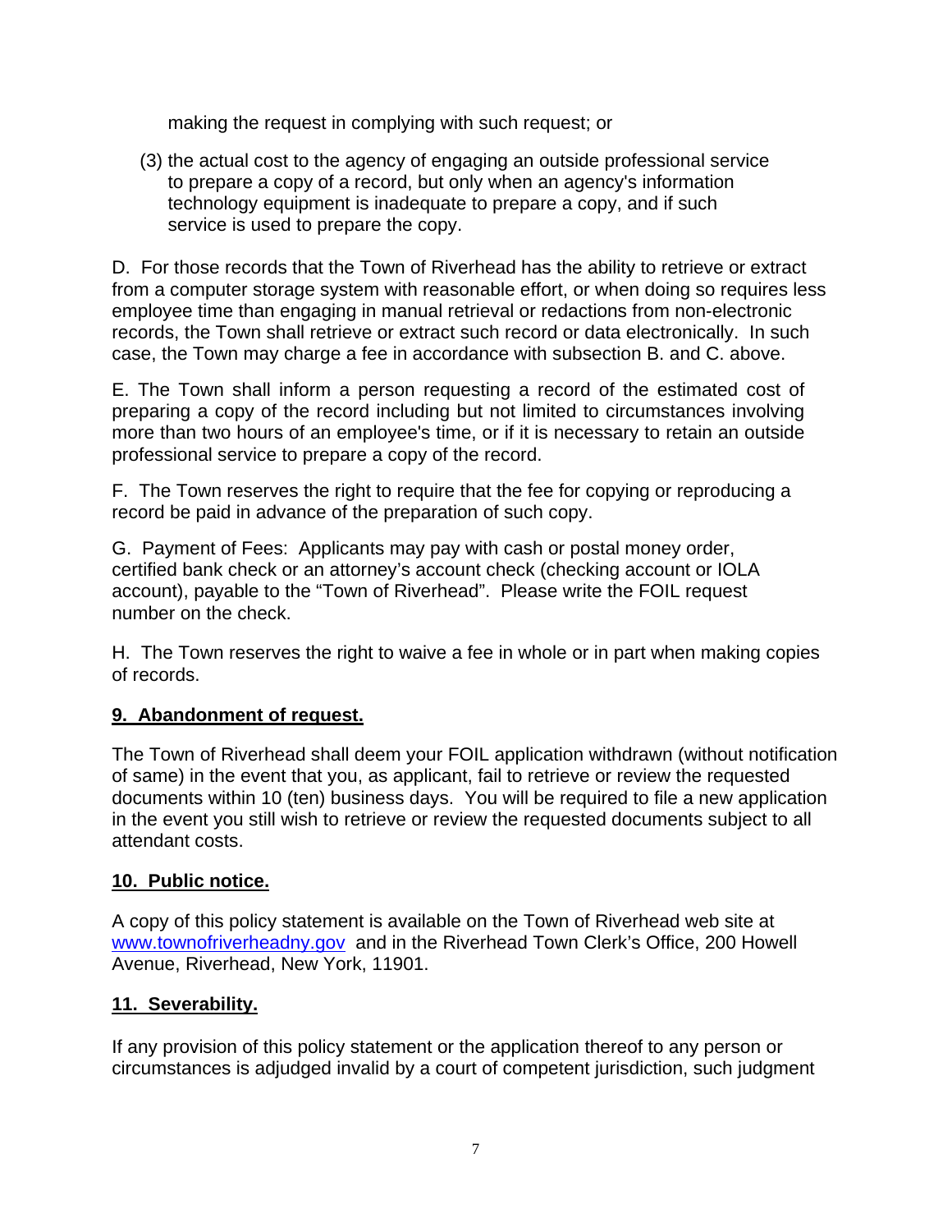making the request in complying with such request; or

(3) the actual cost to the agency of engaging an outside professional service to prepare a copy of a record, but only when an agency's information technology equipment is inadequate to prepare a copy, and if such service is used to prepare the copy.

D. For those records that the Town of Riverhead has the ability to retrieve or extract from a computer storage system with reasonable effort, or when doing so requires less employee time than engaging in manual retrieval or redactions from non-electronic records, the Town shall retrieve or extract such record or data electronically. In such case, the Town may charge a fee in accordance with subsection B. and C. above.

E. The Town shall inform a person requesting a record of the estimated cost of preparing a copy of the record including but not limited to circumstances involving more than two hours of an employee's time, or if it is necessary to retain an outside professional service to prepare a copy of the record.

F. The Town reserves the right to require that the fee for copying or reproducing a record be paid in advance of the preparation of such copy.

G. Payment of Fees: Applicants may pay with cash or postal money order, certified bank check or an attorney's account check (checking account or IOLA account), payable to the "Town of Riverhead". Please write the FOIL request number on the check.

H. The Town reserves the right to waive a fee in whole or in part when making copies of records.

## 9. Abandonment of request.

The Town of Riverhead shall deem your FOIL application withdrawn (without notification of same) in the event that you, as applicant, fail to retrieve or review the requested documents within 10 (ten) business days. You will be required to file a new application in the event you still wish to retrieve or review the requested documents subject to all attendant costs.

## 10. Public notice.

A copy of this policy statement is available on the Town of Riverhead web site at [www.townofriverheadny.gov](http://www.townofriverheadny.gov) and in the Riverhead Town Clerk's Office, 200 Howell Avenue, Riverhead, New York, 11901.

## 11. Severability.

If any provision of this policy statement or the application thereof to any person or circumstances is adjudged invalid by a court of competent jurisdiction, such judgment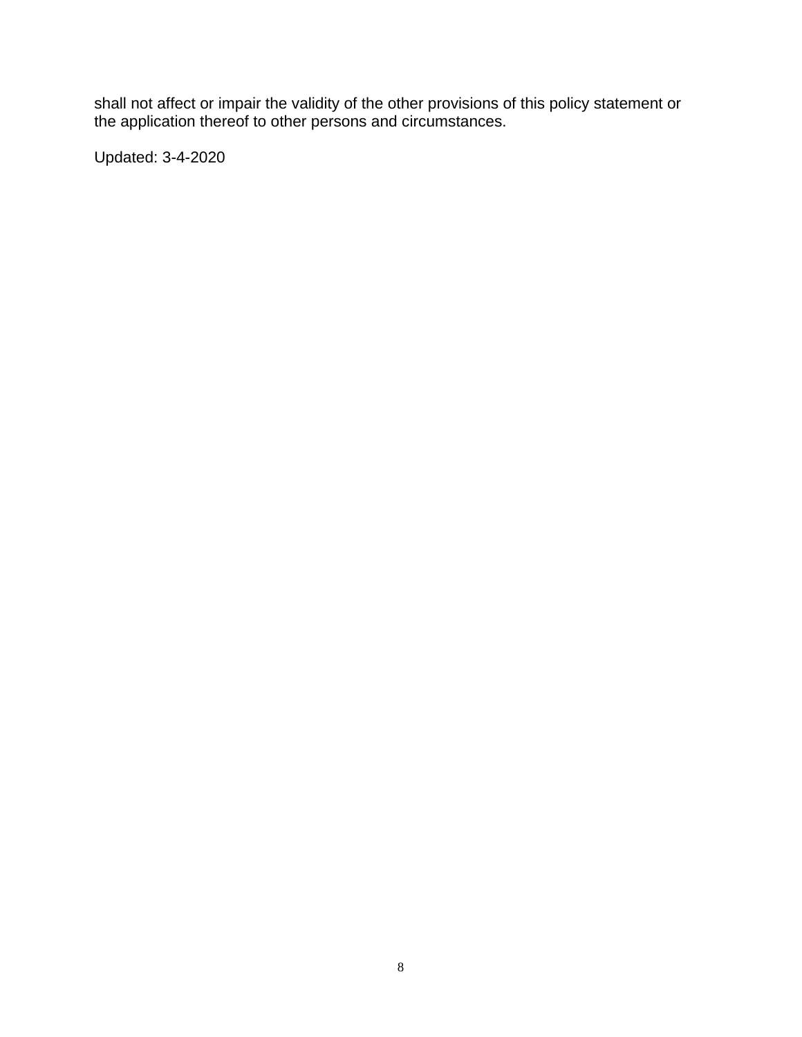shall not affect or impair the validity of the other provisions of this policy statement or the application thereof to other persons and circumstances.

Updated: 3-4-2020